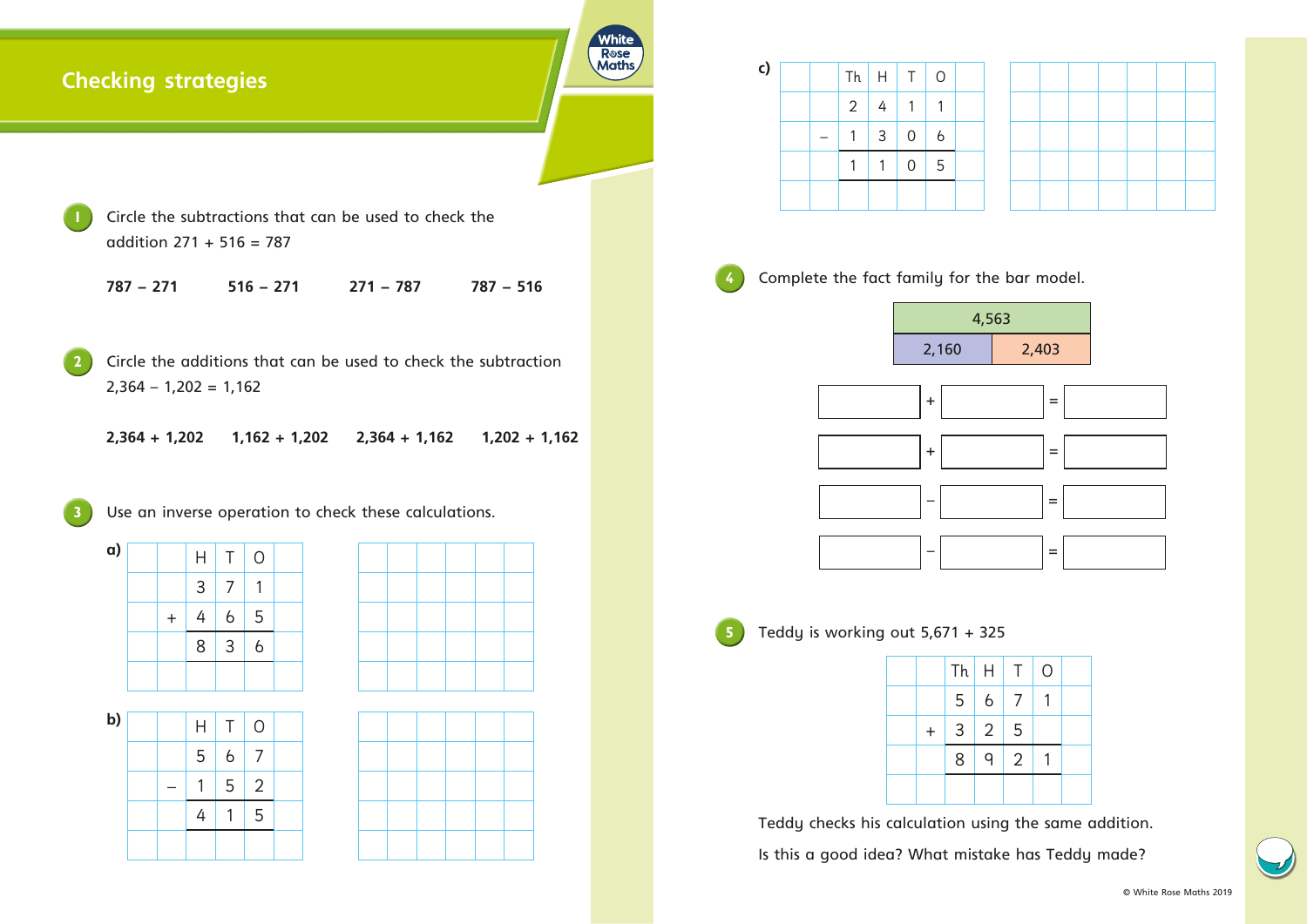# Checking strategies

**1** Circle the subtractions that can be used to check the addition 271 + 516 = 787

**787 − 271** **516 − 271** **271 − 787** **787 − 516**

**2** Circle the additions that can be used to check the subtraction 2,364 − 1,202 = 1,162

**2,364 + 1,202** **1,162 + 1,202** **2,364 + 1,162** **1,202 + 1,162**

**3** Use an inverse operation to check these calculations.

a)

| | H | T | O |
|---|---|---|---|
| | 3 | 7 | 1 |
| + | 4 | 6 | 5 |
| | 8 | 3 | 6 |

b)

| | H | T | O |
|---|---|---|---|
| | 5 | 6 | 7 |
| − | 1 | 5 | 2 |
| | 4 | 1 | 5 |

c)

| | Th | H | T | O |
|---|---|---|---|---|
| | 2 | 4 | 1 | 1 |
| − | 1 | 3 | 0 | 6 |
| | 1 | 1 | 0 | 5 |

**4** Complete the fact family for the bar model.

| 4,563 | |
|---|---|
| 2,160 | 2,403 |

___ + ___ = ___

___ + ___ = ___

___ − ___ = ___

___ − ___ = ___

**5** Teddy is working out 5,671 + 325

| | Th | H | T | O |
|---|---|---|---|---|
| | 5 | 6 | 7 | 1 |
| + | 3 | 2 | 5 | |
| | 8 | 9 | 2 | 1 |

Teddy checks his calculation using the same addition.

Is this a good idea? What mistake has Teddy made?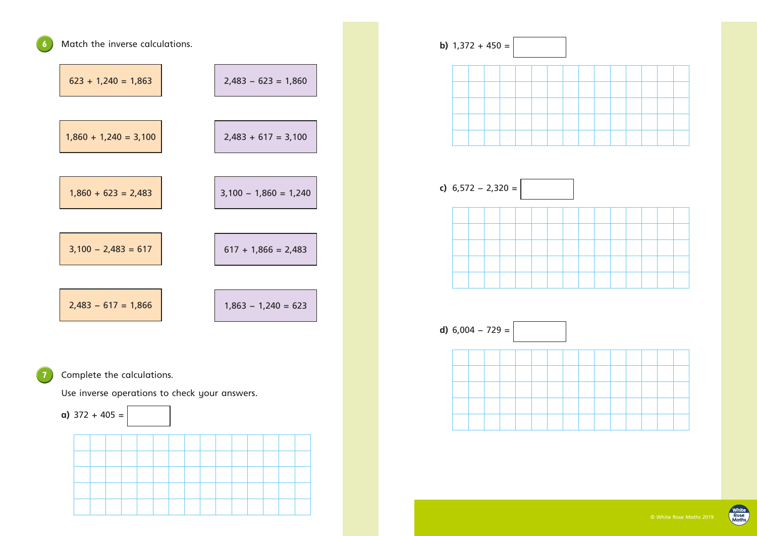6. Match the inverse calculations.

| | |
|---|---|
| 623 + 1,240 = 1,863 | 2,483 − 623 = 1,860 |
| 1,860 + 1,240 = 3,100 | 2,483 + 617 = 3,100 |
| 1,860 + 623 = 2,483 | 3,100 − 1,860 = 1,240 |
| 3,100 − 2,483 = 617 | 617 + 1,866 = 2,483 |
| 2,483 − 617 = 1,866 | 1,863 − 1,240 = 623 |

7. Complete the calculations.

Use inverse operations to check your answers.

**a)** 372 + 405 = ☐

**b)** 1,372 + 450 = ☐

**c)** 6,572 − 2,320 = ☐

**d)** 6,004 − 729 = ☐